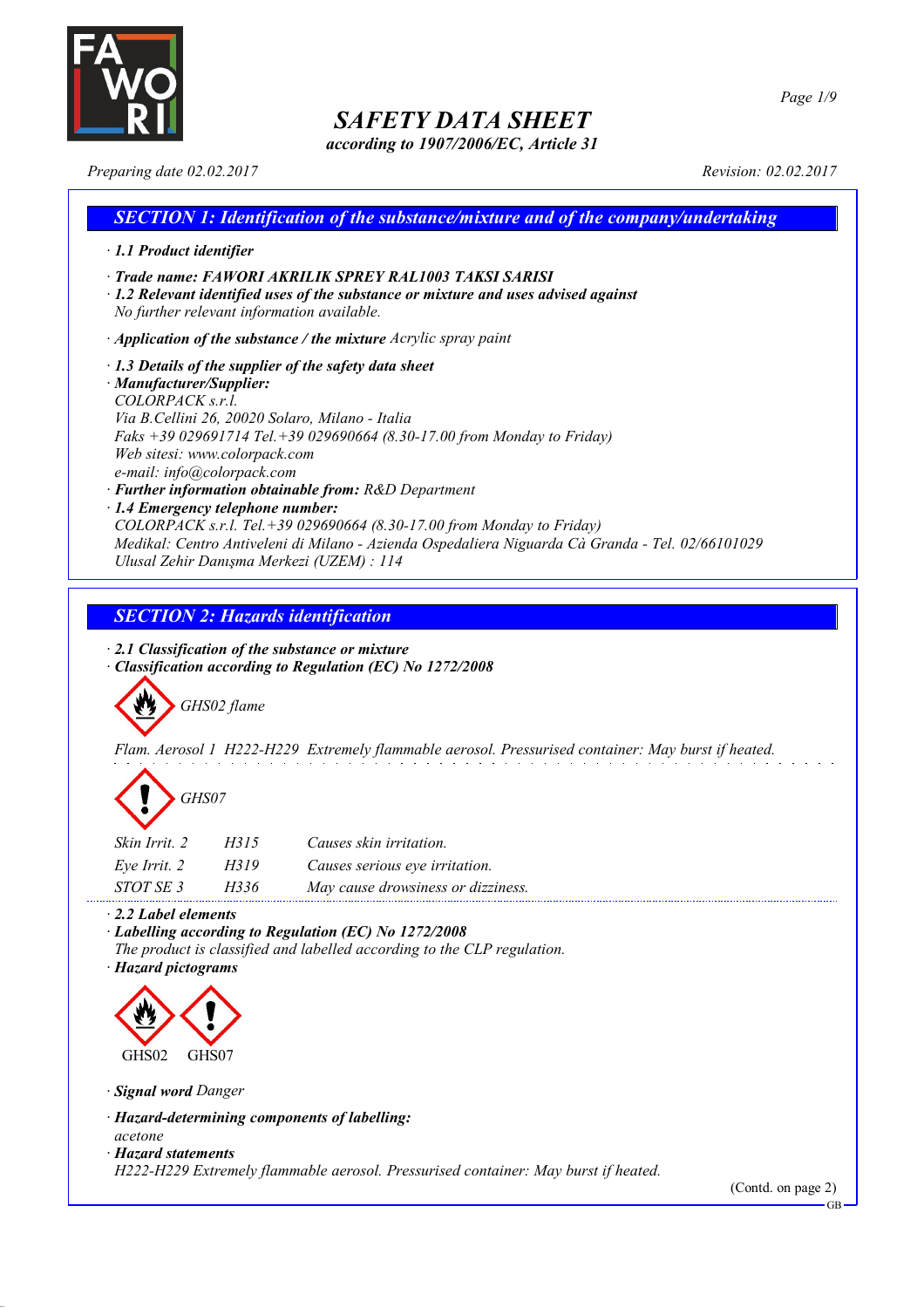# SAFETY DATA SHEET

*according to 1907/2006/EC, Article 31*

*Preparing date 02.02.2017* *Revision: 02.02.2017*

## SECTION 1: Identification of the substance/mixture and of the company/undertaking

· **1.1 Product identifier**

· **Trade name: FAWORI AKRILIK SPREY RAL1003 TAKSI SARISI**

· **1.2 Relevant identified uses of the substance or mixture and uses advised against**
No further relevant information available.

· **Application of the substance / the mixture** Acrylic spray paint

· **1.3 Details of the supplier of the safety data sheet**

· **Manufacturer/Supplier:**
COLORPACK s.r.l.
Via B.Cellini 26, 20020 Solaro, Milano - Italia
Faks +39 029691714 Tel.+39 029690664 (8.30-17.00 from Monday to Friday)
Web sitesi: www.colorpack.com
e-mail: info@colorpack.com

· **Further information obtainable from:** R&D Department

· **1.4 Emergency telephone number:**
COLORPACK s.r.l. Tel.+39 029690664 (8.30-17.00 from Monday to Friday)
Medikal: Centro Antiveleni di Milano - Azienda Ospedaliera Niguarda Cà Granda - Tel. 02/66101029
Ulusal Zehir Danışma Merkezi (UZEM) : 114

## SECTION 2: Hazards identification

· **2.1 Classification of the substance or mixture**

· **Classification according to Regulation (EC) No 1272/2008**

GHS02 flame

Flam. Aerosol 1 H222-H229 Extremely flammable aerosol. Pressurised container: May burst if heated.

GHS07

| | | |
|---|---|---|
| Skin Irrit. 2 | H315 | Causes skin irritation. |
| Eye Irrit. 2 | H319 | Causes serious eye irritation. |
| STOT SE 3 | H336 | May cause drowsiness or dizziness. |

· **2.2 Label elements**

· **Labelling according to Regulation (EC) No 1272/2008**
The product is classified and labelled according to the CLP regulation.

· **Hazard pictograms**

GHS02 GHS07

· **Signal word** Danger

· **Hazard-determining components of labelling:**
acetone

· **Hazard statements**
H222-H229 Extremely flammable aerosol. Pressurised container: May burst if heated.

(Contd. on page 2)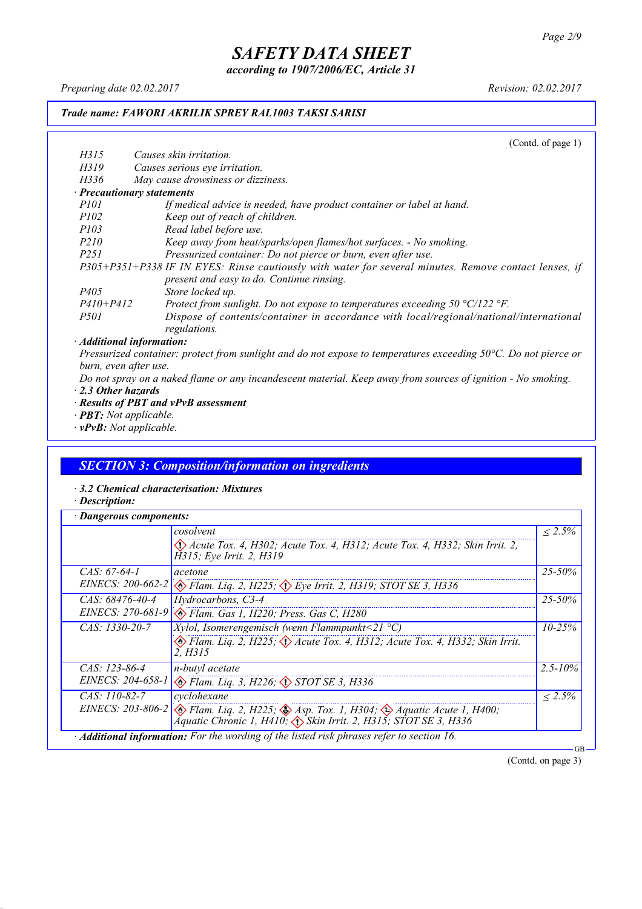*Trade name: FAWORI AKRILIK SPREY RAL1003 TAKSI SARISI*

(Contd. of page 1)

*H315* Causes skin irritation.
*H319* Causes serious eye irritation.
*H336* May cause drowsiness or dizziness.

· ***Precautionary statements***

*P101* If medical advice is needed, have product container or label at hand.
*P102* Keep out of reach of children.
*P103* Read label before use.
*P210* Keep away from heat/sparks/open flames/hot surfaces. - No smoking.
*P251* Pressurized container: Do not pierce or burn, even after use.
*P305+P351+P338* IF IN EYES: Rinse cautiously with water for several minutes. Remove contact lenses, if present and easy to do. Continue rinsing.
*P405* Store locked up.
*P410+P412* Protect from sunlight. Do not expose to temperatures exceeding 50 °C/122 °F.
*P501* Dispose of contents/container in accordance with local/regional/national/international regulations.

· ***Additional information:***

Pressurized container: protect from sunlight and do not expose to temperatures exceeding 50°C. Do not pierce or burn, even after use.
Do not spray on a naked flame or any incandescent material. Keep away from sources of ignition - No smoking.

· ***2.3 Other hazards***
· ***Results of PBT and vPvB assessment***
· ***PBT:*** Not applicable.
· ***vPvB:*** Not applicable.

## SECTION 3: Composition/information on ingredients

· ***3.2 Chemical characterisation: Mixtures***
· ***Description:***

· ***Dangerous components:***

| | | |
|---|---|---|
| | cosolvent<br>Acute Tox. 4, H302; Acute Tox. 4, H312; Acute Tox. 4, H332; Skin Irrit. 2, H315; Eye Irrit. 2, H319 | ≤ 2.5% |
| CAS: 67-64-1<br>EINECS: 200-662-2 | acetone<br>Flam. Liq. 2, H225; Eye Irrit. 2, H319; STOT SE 3, H336 | 25-50% |
| CAS: 68476-40-4<br>EINECS: 270-681-9 | Hydrocarbons, C3-4<br>Flam. Gas 1, H220; Press. Gas C, H280 | 25-50% |
| CAS: 1330-20-7 | Xylol, Isomerengemisch (wenn Flammpunkt<21 °C)<br>Flam. Liq. 2, H225; Acute Tox. 4, H312; Acute Tox. 4, H332; Skin Irrit. 2, H315 | 10-25% |
| CAS: 123-86-4<br>EINECS: 204-658-1 | n-butyl acetate<br>Flam. Liq. 3, H226; STOT SE 3, H336 | 2.5-10% |
| CAS: 110-82-7<br>EINECS: 203-806-2 | cyclohexane<br>Flam. Liq. 2, H225; Asp. Tox. 1, H304; Aquatic Acute 1, H400; Aquatic Chronic 1, H410; Skin Irrit. 2, H315; STOT SE 3, H336 | ≤ 2.5% |

· ***Additional information:*** For the wording of the listed risk phrases refer to section 16.

(Contd. on page 3)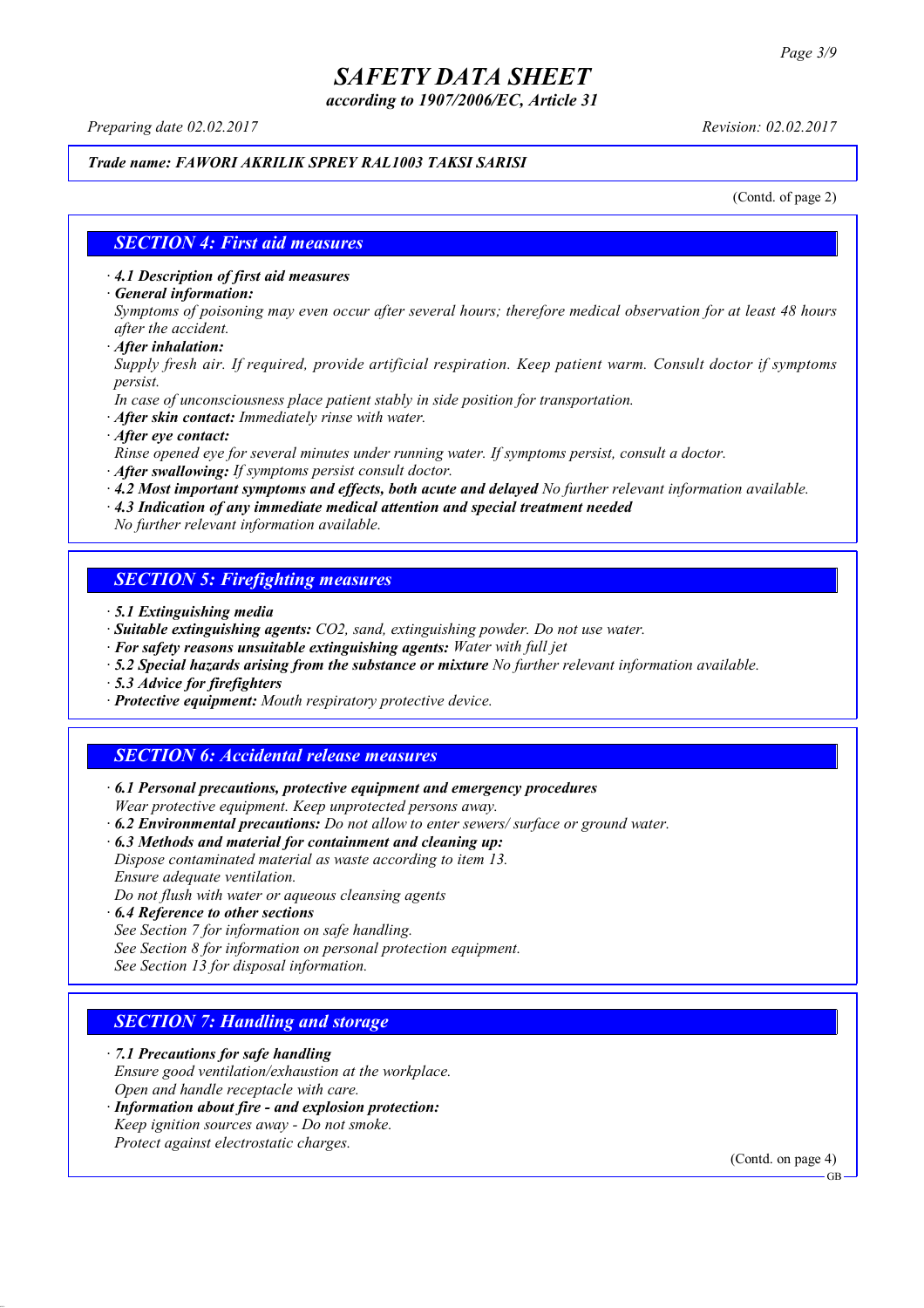*Trade name: FAWORI AKRILIK SPREY RAL1003 TAKSI SARISI*

(Contd. of page 2)

## SECTION 4: First aid measures

· ***4.1 Description of first aid measures***

· ***General information:***

*Symptoms of poisoning may even occur after several hours; therefore medical observation for at least 48 hours after the accident.*

· ***After inhalation:***

*Supply fresh air. If required, provide artificial respiration. Keep patient warm. Consult doctor if symptoms persist.*

*In case of unconsciousness place patient stably in side position for transportation.*

· ***After skin contact:*** *Immediately rinse with water.*

· ***After eye contact:***

*Rinse opened eye for several minutes under running water. If symptoms persist, consult a doctor.*

· ***After swallowing:*** *If symptoms persist consult doctor.*

· ***4.2 Most important symptoms and effects, both acute and delayed*** *No further relevant information available.*

· ***4.3 Indication of any immediate medical attention and special treatment needed***

*No further relevant information available.*

## SECTION 5: Firefighting measures

· ***5.1 Extinguishing media***

· ***Suitable extinguishing agents:*** *$CO_2$, sand, extinguishing powder. Do not use water.*

· ***For safety reasons unsuitable extinguishing agents:*** *Water with full jet*

· ***5.2 Special hazards arising from the substance or mixture*** *No further relevant information available.*

· ***5.3 Advice for firefighters***

· ***Protective equipment:*** *Mouth respiratory protective device.*

## SECTION 6: Accidental release measures

· ***6.1 Personal precautions, protective equipment and emergency procedures***

*Wear protective equipment. Keep unprotected persons away.*

· ***6.2 Environmental precautions:*** *Do not allow to enter sewers/ surface or ground water.*

· ***6.3 Methods and material for containment and cleaning up:***

*Dispose contaminated material as waste according to item 13.*

*Ensure adequate ventilation.*

*Do not flush with water or aqueous cleansing agents*

· ***6.4 Reference to other sections***

*See Section 7 for information on safe handling.*

*See Section 8 for information on personal protection equipment.*

*See Section 13 for disposal information.*

## SECTION 7: Handling and storage

· ***7.1 Precautions for safe handling***

*Ensure good ventilation/exhaustion at the workplace.*

*Open and handle receptacle with care.*

· ***Information about fire - and explosion protection:***

*Keep ignition sources away - Do not smoke.*

*Protect against electrostatic charges.*

(Contd. on page 4)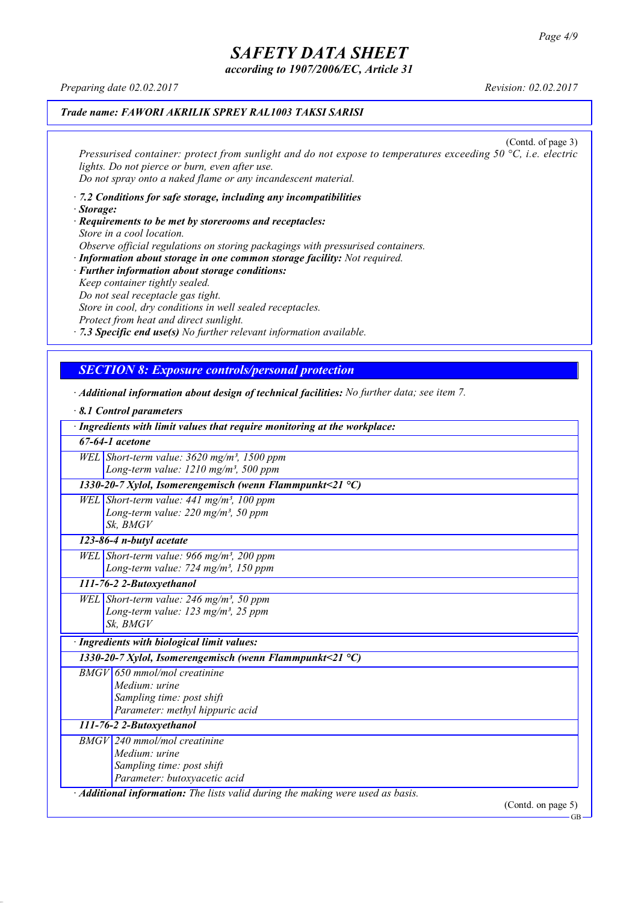*Trade name: FAWORI AKRILIK SPREY RAL1003 TAKSI SARISI*

(Contd. of page 3)

*Pressurised container: protect from sunlight and do not expose to temperatures exceeding 50 °C, i.e. electric lights. Do not pierce or burn, even after use.*
*Do not spray onto a naked flame or any incandescent material.*

· ***7.2 Conditions for safe storage, including any incompatibilities***
· ***Storage:***
· ***Requirements to be met by storerooms and receptacles:***
*Store in a cool location.*
*Observe official regulations on storing packagings with pressurised containers.*
· ***Information about storage in one common storage facility:*** *Not required.*
· ***Further information about storage conditions:***
*Keep container tightly sealed.*
*Do not seal receptacle gas tight.*
*Store in cool, dry conditions in well sealed receptacles.*
*Protect from heat and direct sunlight.*
· ***7.3 Specific end use(s)*** *No further relevant information available.*

## *SECTION 8: Exposure controls/personal protection*

· ***Additional information about design of technical facilities:*** *No further data; see item 7.*

· ***8.1 Control parameters***

| · ***Ingredients with limit values that require monitoring at the workplace:*** | |
|---|---|
| ***67-64-1 acetone*** | |
| WEL | Short-term value: 3620 mg/m³, 1500 ppm<br>Long-term value: 1210 mg/m³, 500 ppm |
| ***1330-20-7 Xylol, Isomerengemisch (wenn Flammpunkt<21 °C)*** | |
| WEL | Short-term value: 441 mg/m³, 100 ppm<br>Long-term value: 220 mg/m³, 50 ppm<br>Sk, BMGV |
| ***123-86-4 n-butyl acetate*** | |
| WEL | Short-term value: 966 mg/m³, 200 ppm<br>Long-term value: 724 mg/m³, 150 ppm |
| ***111-76-2 2-Butoxyethanol*** | |
| WEL | Short-term value: 246 mg/m³, 50 ppm<br>Long-term value: 123 mg/m³, 25 ppm<br>Sk, BMGV |

| · ***Ingredients with biological limit values:*** | |
|---|---|
| ***1330-20-7 Xylol, Isomerengemisch (wenn Flammpunkt<21 °C)*** | |
| BMGV | 650 mmol/mol creatinine<br>Medium: urine<br>Sampling time: post shift<br>Parameter: methyl hippuric acid |
| ***111-76-2 2-Butoxyethanol*** | |
| BMGV | 240 mmol/mol creatinine<br>Medium: urine<br>Sampling time: post shift<br>Parameter: butoxyacetic acid |

· ***Additional information:*** *The lists valid during the making were used as basis.*

(Contd. on page 5)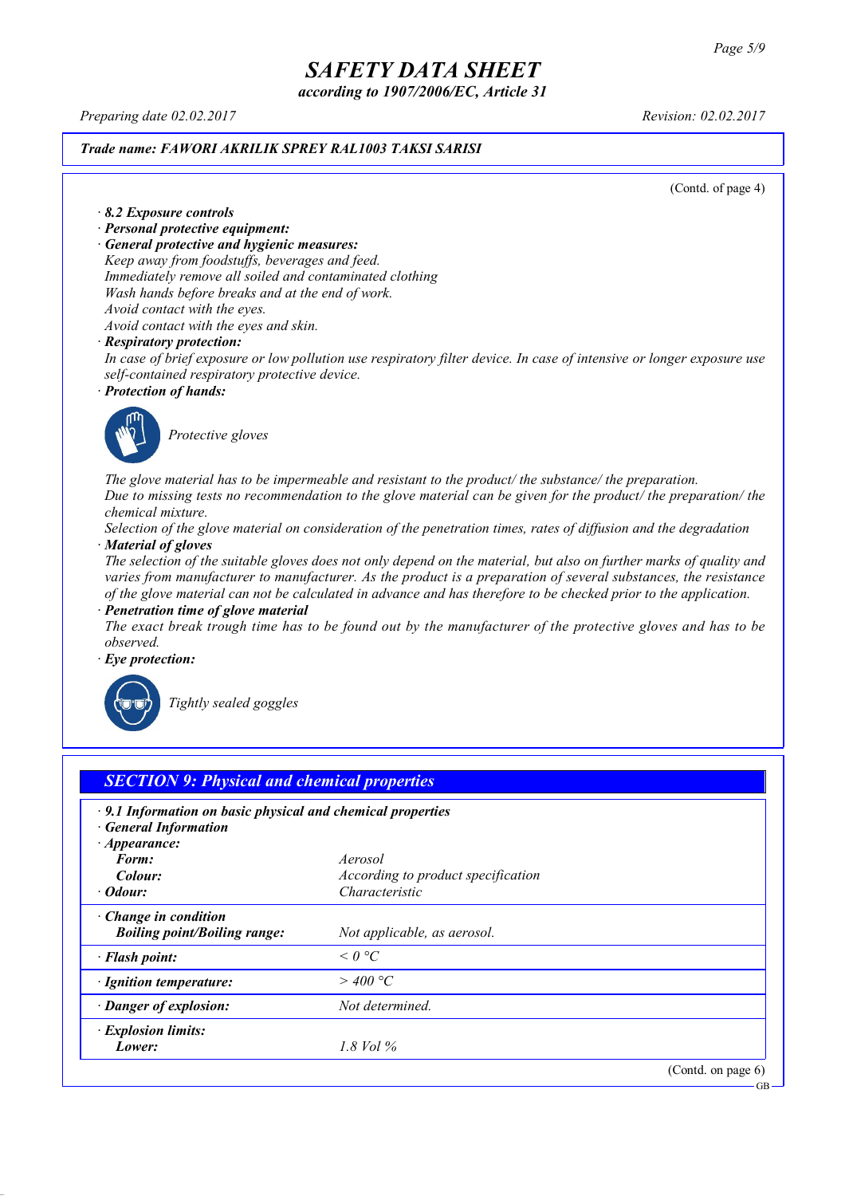# SAFETY DATA SHEET

*according to 1907/2006/EC, Article 31*

*Preparing date 02.02.2017* *Revision: 02.02.2017*

***Trade name: FAWORI AKRILIK SPREY RAL1003 TAKSI SARISI***

(Contd. of page 4)

· ***8.2 Exposure controls***

· ***Personal protective equipment:***

· ***General protective and hygienic measures:***

*Keep away from foodstuffs, beverages and feed.*
*Immediately remove all soiled and contaminated clothing*
*Wash hands before breaks and at the end of work.*
*Avoid contact with the eyes.*
*Avoid contact with the eyes and skin.*

· ***Respiratory protection:***

*In case of brief exposure or low pollution use respiratory filter device. In case of intensive or longer exposure use self-contained respiratory protective device.*

· ***Protection of hands:***

*Protective gloves*

*The glove material has to be impermeable and resistant to the product/ the substance/ the preparation.*
*Due to missing tests no recommendation to the glove material can be given for the product/ the preparation/ the chemical mixture.*
*Selection of the glove material on consideration of the penetration times, rates of diffusion and the degradation*

· ***Material of gloves***

*The selection of the suitable gloves does not only depend on the material, but also on further marks of quality and varies from manufacturer to manufacturer. As the product is a preparation of several substances, the resistance of the glove material can not be calculated in advance and has therefore to be checked prior to the application.*

· ***Penetration time of glove material***

*The exact break trough time has to be found out by the manufacturer of the protective gloves and has to be observed.*

· ***Eye protection:***

*Tightly sealed goggles*

## *SECTION 9: Physical and chemical properties*

· ***9.1 Information on basic physical and chemical properties***

· ***General Information***

| | |
|---|---|
| · ***Appearance:*** | |
| ***Form:*** | *Aerosol* |
| ***Colour:*** | *According to product specification* |
| · ***Odour:*** | *Characteristic* |
| · ***Change in condition*** | |
| ***Boiling point/Boiling range:*** | *Not applicable, as aerosol.* |
| · ***Flash point:*** | *< 0 °C* |
| · ***Ignition temperature:*** | *> 400 °C* |
| · ***Danger of explosion:*** | *Not determined.* |
| · ***Explosion limits:*** | |
| ***Lower:*** | *1.8 Vol %* |

(Contd. on page 6)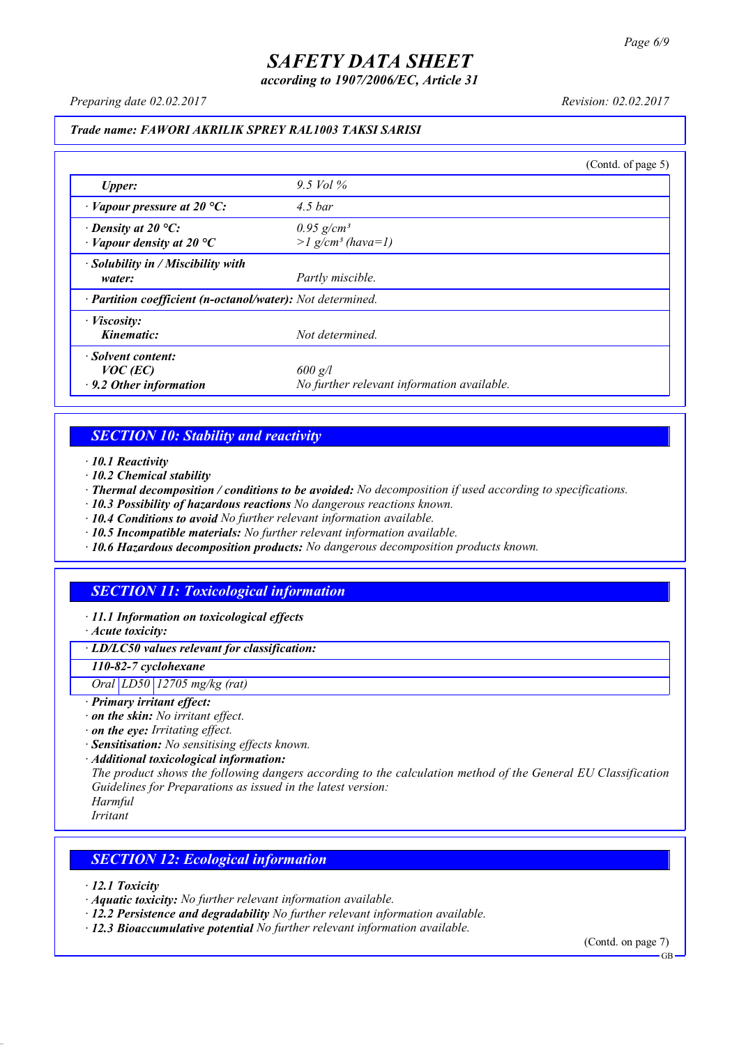**Trade name: FAWORI AKRILIK SPREY RAL1003 TAKSI SARISI**

(Contd. of page 5)

| | |
|---|---|
| *Upper:* | 9.5 Vol % |
| · *Vapour pressure at 20 °C:* | 4.5 bar |
| · *Density at 20 °C:*<br>· *Vapour density at 20 °C* | 0.95 g/cm³<br>>1 g/cm³ (hava=1) |
| · *Solubility in / Miscibility with water:* | Partly miscible. |
| · *Partition coefficient (n-octanol/water):* | Not determined. |
| · *Viscosity:*<br>*Kinematic:* | Not determined. |
| · *Solvent content:*<br>*VOC (EC)*<br>· *9.2 Other information* | 600 g/l<br>No further relevant information available. |

## SECTION 10: Stability and reactivity

· **10.1 Reactivity**
· **10.2 Chemical stability**
· **Thermal decomposition / conditions to be avoided:** No decomposition if used according to specifications.
· **10.3 Possibility of hazardous reactions** No dangerous reactions known.
· **10.4 Conditions to avoid** No further relevant information available.
· **10.5 Incompatible materials:** No further relevant information available.
· **10.6 Hazardous decomposition products:** No dangerous decomposition products known.

## SECTION 11: Toxicological information

· **11.1 Information on toxicological effects**
· **Acute toxicity:**

| · **LD/LC50 values relevant for classification:** | | |
|---|---|---|
| **110-82-7 cyclohexane** | | |
| Oral | LD50 | 12705 mg/kg (rat) |

· **Primary irritant effect:**
· **on the skin:** No irritant effect.
· **on the eye:** Irritating effect.
· **Sensitisation:** No sensitising effects known.
· **Additional toxicological information:**
The product shows the following dangers according to the calculation method of the General EU Classification Guidelines for Preparations as issued in the latest version:
Harmful
Irritant

## SECTION 12: Ecological information

· **12.1 Toxicity**
· **Aquatic toxicity:** No further relevant information available.
· **12.2 Persistence and degradability** No further relevant information available.
· **12.3 Bioaccumulative potential** No further relevant information available.

(Contd. on page 7)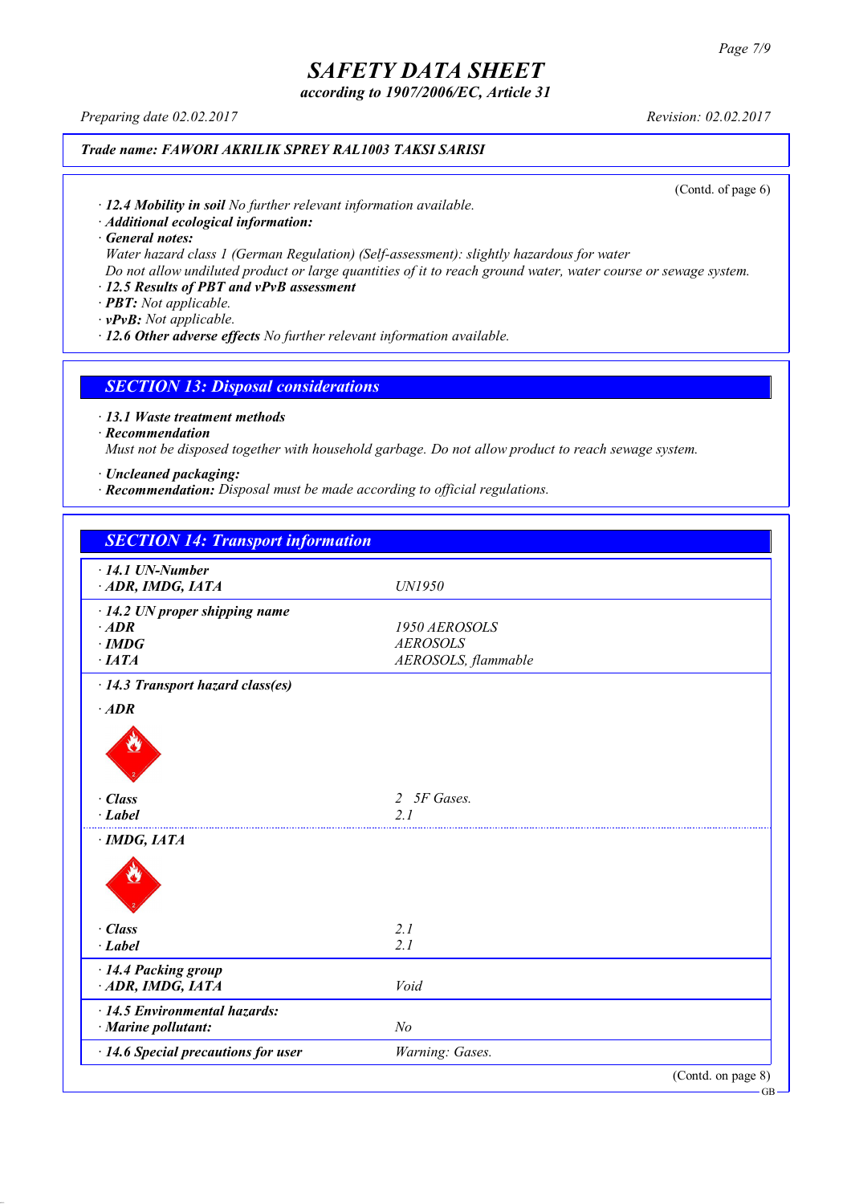**Trade name: FAWORI AKRILIK SPREY RAL1003 TAKSI SARISI**

(Contd. of page 6)

· **12.4 Mobility in soil** No further relevant information available.
· **Additional ecological information:**
· **General notes:**
Water hazard class 1 (German Regulation) (Self-assessment): slightly hazardous for water
Do not allow undiluted product or large quantities of it to reach ground water, water course or sewage system.
· **12.5 Results of PBT and vPvB assessment**
· **PBT:** Not applicable.
· **vPvB:** Not applicable.
· **12.6 Other adverse effects** No further relevant information available.

## SECTION 13: Disposal considerations

· **13.1 Waste treatment methods**
· **Recommendation**
Must not be disposed together with household garbage. Do not allow product to reach sewage system.

· **Uncleaned packaging:**
· **Recommendation:** Disposal must be made according to official regulations.

## SECTION 14: Transport information

| | |
|---|---|
| · **14.1 UN-Number** | |
| · **ADR, IMDG, IATA** | UN1950 |
| · **14.2 UN proper shipping name** | |
| · **ADR** | 1950 AEROSOLS |
| · **IMDG** | AEROSOLS |
| · **IATA** | AEROSOLS, flammable |
| · **14.3 Transport hazard class(es)** | |
| · **ADR** | |
| · **Class** | 2 5F Gases. |
| · **Label** | 2.1 |
| · **IMDG, IATA** | |
| · **Class** | 2.1 |
| · **Label** | 2.1 |
| · **14.4 Packing group** | |
| · **ADR, IMDG, IATA** | Void |
| · **14.5 Environmental hazards:** | |
| · **Marine pollutant:** | No |
| · **14.6 Special precautions for user** | Warning: Gases. |

(Contd. on page 8)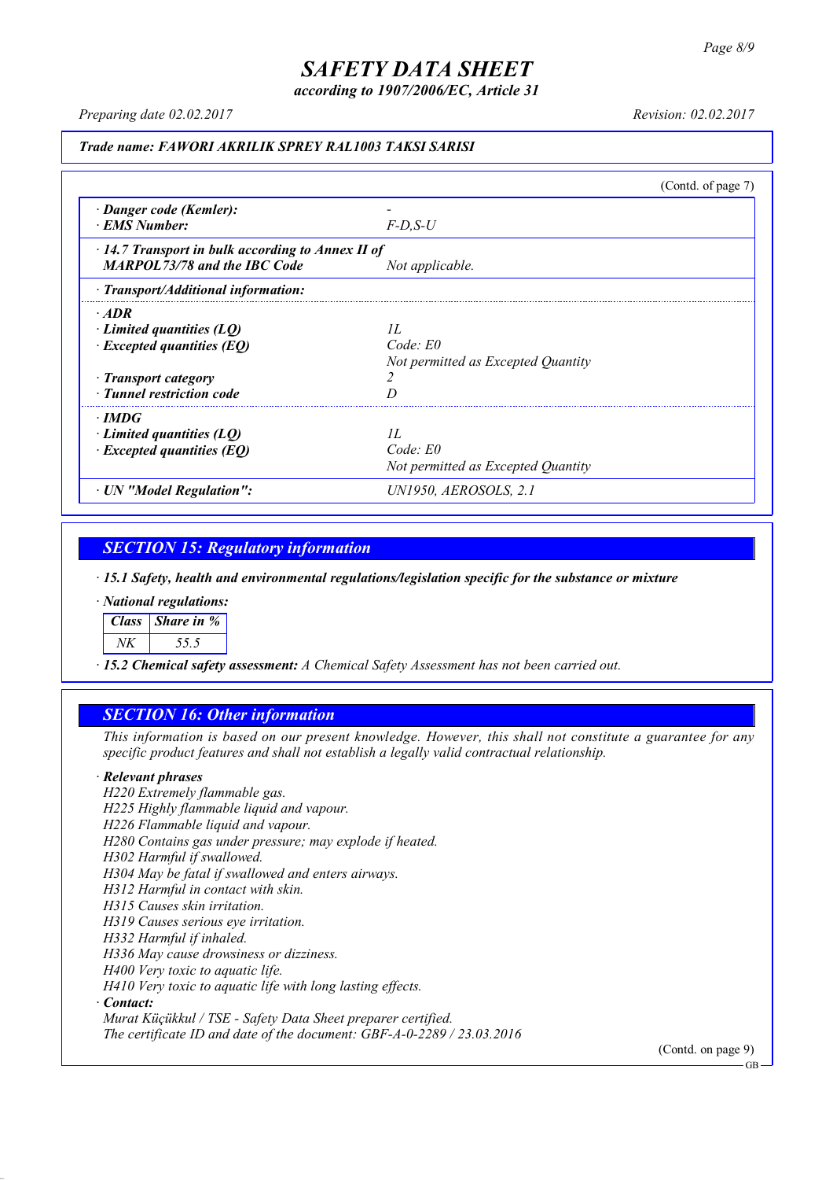**Trade name: FAWORI AKRILIK SPREY RAL1003 TAKSI SARISI**

(Contd. of page 7)

| | |
|---|---|
| · **Danger code (Kemler):** | - |
| · **EMS Number:** | F-D,S-U |
| · **14.7 Transport in bulk according to Annex II of MARPOL73/78 and the IBC Code** | Not applicable. |
| · **Transport/Additional information:** | |
| · **ADR** | |
| · **Limited quantities (LQ)** | 1L |
| · **Excepted quantities (EQ)** | Code: E0<br>Not permitted as Excepted Quantity |
| · **Transport category** | 2 |
| · **Tunnel restriction code** | D |
| · **IMDG** | |
| · **Limited quantities (LQ)** | 1L |
| · **Excepted quantities (EQ)** | Code: E0<br>Not permitted as Excepted Quantity |
| · **UN "Model Regulation":** | UN1950, AEROSOLS, 2.1 |

## SECTION 15: Regulatory information

· **15.1 Safety, health and environmental regulations/legislation specific for the substance or mixture**

· **National regulations:**

| Class | Share in % |
|---|---|
| NK | 55.5 |

· **15.2 Chemical safety assessment:** A Chemical Safety Assessment has not been carried out.

## SECTION 16: Other information

This information is based on our present knowledge. However, this shall not constitute a guarantee for any specific product features and shall not establish a legally valid contractual relationship.

· **Relevant phrases**

H220 Extremely flammable gas.
H225 Highly flammable liquid and vapour.
H226 Flammable liquid and vapour.
H280 Contains gas under pressure; may explode if heated.
H302 Harmful if swallowed.
H304 May be fatal if swallowed and enters airways.
H312 Harmful in contact with skin.
H315 Causes skin irritation.
H319 Causes serious eye irritation.
H332 Harmful if inhaled.
H336 May cause drowsiness or dizziness.
H400 Very toxic to aquatic life.
H410 Very toxic to aquatic life with long lasting effects.

· **Contact:**

Murat Küçükkul / TSE - Safety Data Sheet preparer certified.
The certificate ID and date of the document: GBF-A-0-2289 / 23.03.2016

(Contd. on page 9)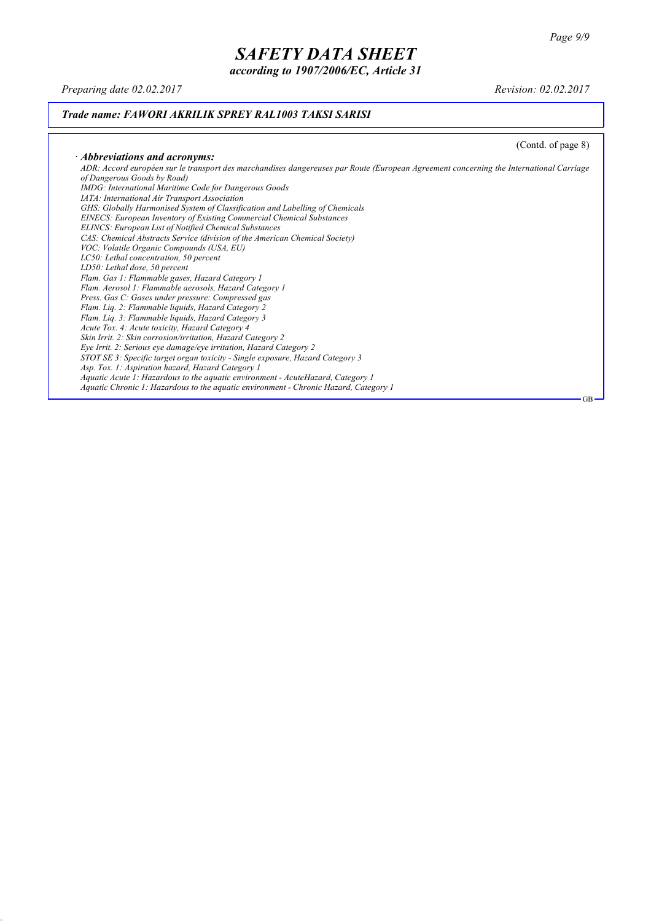(Contd. of page 8)

· ***Abbreviations and acronyms:***

*ADR: Accord européen sur le transport des marchandises dangereuses par Route (European Agreement concerning the International Carriage of Dangerous Goods by Road)*
*IMDG: International Maritime Code for Dangerous Goods*
*IATA: International Air Transport Association*
*GHS: Globally Harmonised System of Classification and Labelling of Chemicals*
*EINECS: European Inventory of Existing Commercial Chemical Substances*
*ELINCS: European List of Notified Chemical Substances*
*CAS: Chemical Abstracts Service (division of the American Chemical Society)*
*VOC: Volatile Organic Compounds (USA, EU)*
*LC50: Lethal concentration, 50 percent*
*LD50: Lethal dose, 50 percent*
*Flam. Gas 1: Flammable gases, Hazard Category 1*
*Flam. Aerosol 1: Flammable aerosols, Hazard Category 1*
*Press. Gas C: Gases under pressure: Compressed gas*
*Flam. Liq. 2: Flammable liquids, Hazard Category 2*
*Flam. Liq. 3: Flammable liquids, Hazard Category 3*
*Acute Tox. 4: Acute toxicity, Hazard Category 4*
*Skin Irrit. 2: Skin corrosion/irritation, Hazard Category 2*
*Eye Irrit. 2: Serious eye damage/eye irritation, Hazard Category 2*
*STOT SE 3: Specific target organ toxicity - Single exposure, Hazard Category 3*
*Asp. Tox. 1: Aspiration hazard, Hazard Category 1*
*Aquatic Acute 1: Hazardous to the aquatic environment - AcuteHazard, Category 1*
*Aquatic Chronic 1: Hazardous to the aquatic environment - Chronic Hazard, Category 1*

GB